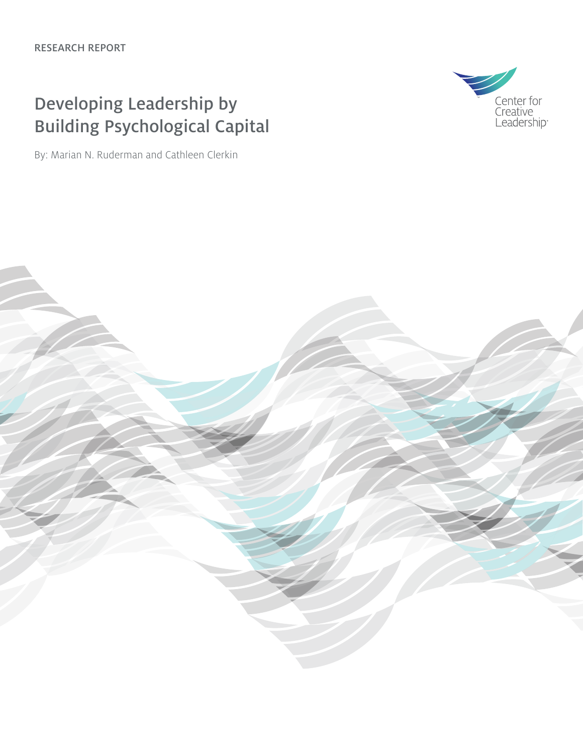RESEARCH REPORT

# Developing Leadership by Building Psychological Capital

By: Marian N. Ruderman and Cathleen Clerkin

Center for Creative Leadership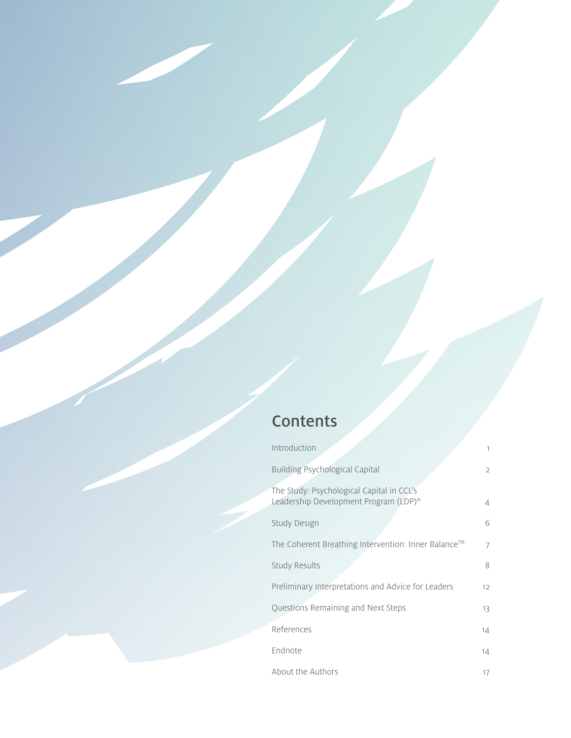# Contents

| | |
|---|---|
| Introduction | 1 |
| Building Psychological Capital | 2 |
| The Study: Psychological Capital in CCL's Leadership Development Program (LDP)® | 4 |
| Study Design | 6 |
| The Coherent Breathing Intervention: Inner Balance™ | 7 |
| Study Results | 8 |
| Preliminary Interpretations and Advice for Leaders | 12 |
| Questions Remaining and Next Steps | 13 |
| References | 14 |
| Endnote | 14 |
| About the Authors | 17 |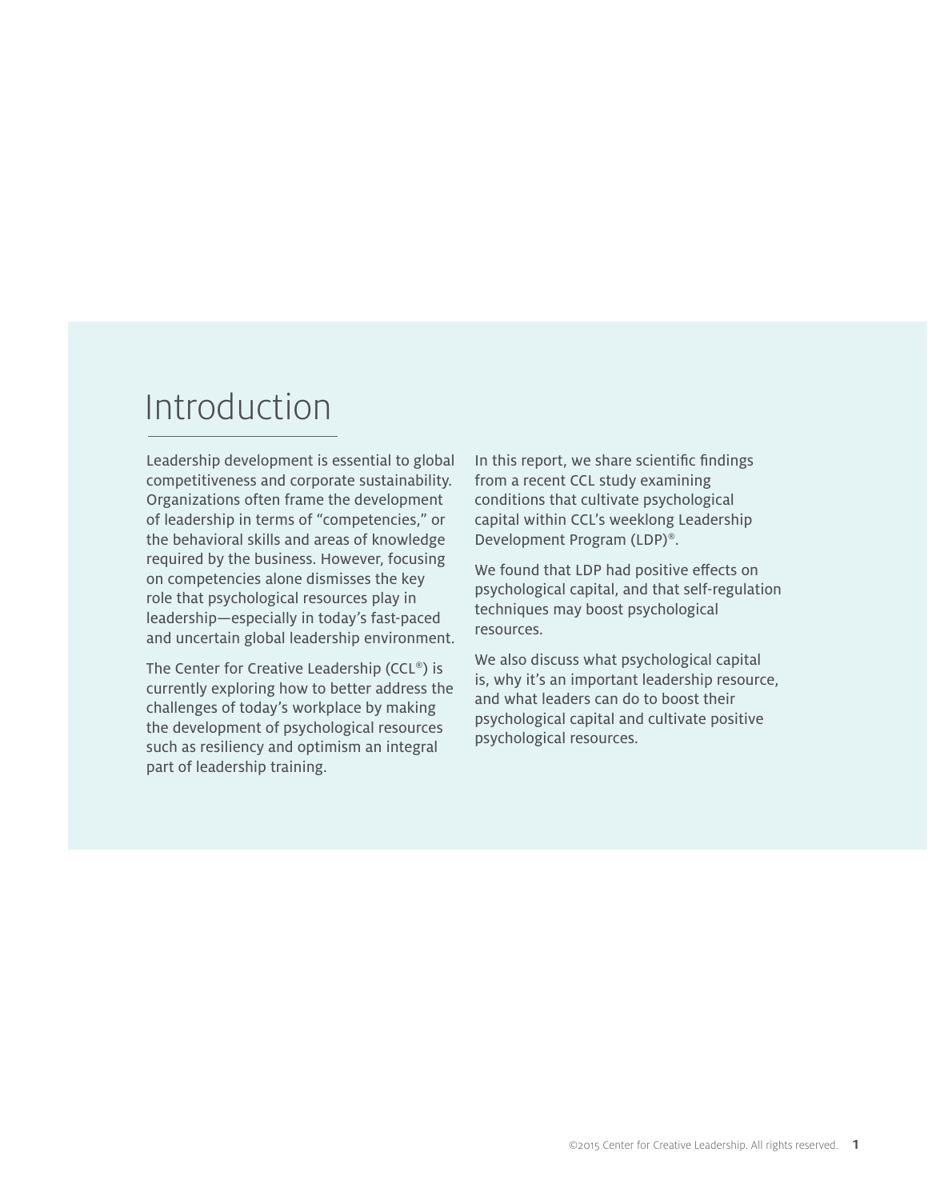# Introduction

Leadership development is essential to global competitiveness and corporate sustainability. Organizations often frame the development of leadership in terms of "competencies," or the behavioral skills and areas of knowledge required by the business. However, focusing on competencies alone dismisses the key role that psychological resources play in leadership—especially in today's fast-paced and uncertain global leadership environment.

The Center for Creative Leadership (CCL®) is currently exploring how to better address the challenges of today's workplace by making the development of psychological resources such as resiliency and optimism an integral part of leadership training.

In this report, we share scientific findings from a recent CCL study examining conditions that cultivate psychological capital within CCL's weeklong Leadership Development Program (LDP)®.

We found that LDP had positive effects on psychological capital, and that self-regulation techniques may boost psychological resources.

We also discuss what psychological capital is, why it's an important leadership resource, and what leaders can do to boost their psychological capital and cultivate positive psychological resources.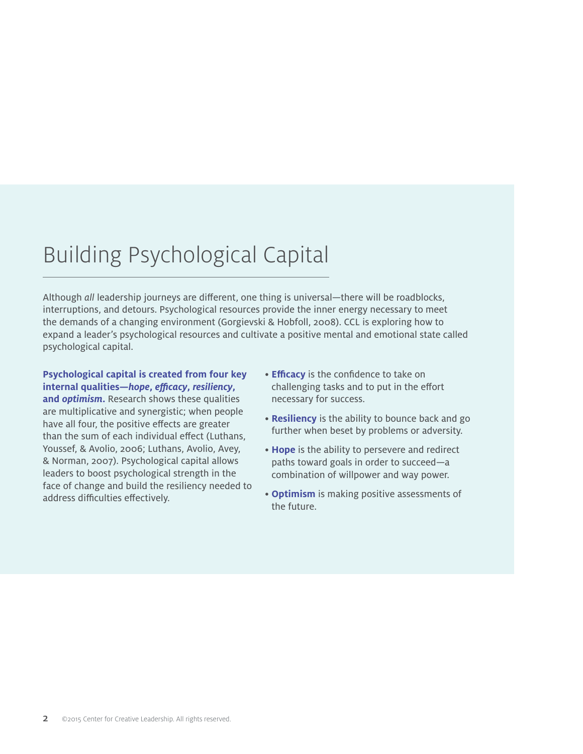# Building Psychological Capital

Although *all* leadership journeys are different, one thing is universal—there will be roadblocks, interruptions, and detours. Psychological resources provide the inner energy necessary to meet the demands of a changing environment (Gorgievski & Hobfoll, 2008). CCL is exploring how to expand a leader's psychological resources and cultivate a positive mental and emotional state called psychological capital.

**Psychological capital is created from four key internal qualities—*hope*, *efficacy*, *resiliency*, and *optimism*.** Research shows these qualities are multiplicative and synergistic; when people have all four, the positive effects are greater than the sum of each individual effect (Luthans, Youssef, & Avolio, 2006; Luthans, Avolio, Avey, & Norman, 2007). Psychological capital allows leaders to boost psychological strength in the face of change and build the resiliency needed to address difficulties effectively.

- **Efficacy** is the confidence to take on challenging tasks and to put in the effort necessary for success.
- **Resiliency** is the ability to bounce back and go further when beset by problems or adversity.
- **Hope** is the ability to persevere and redirect paths toward goals in order to succeed—a combination of willpower and way power.
- **Optimism** is making positive assessments of the future.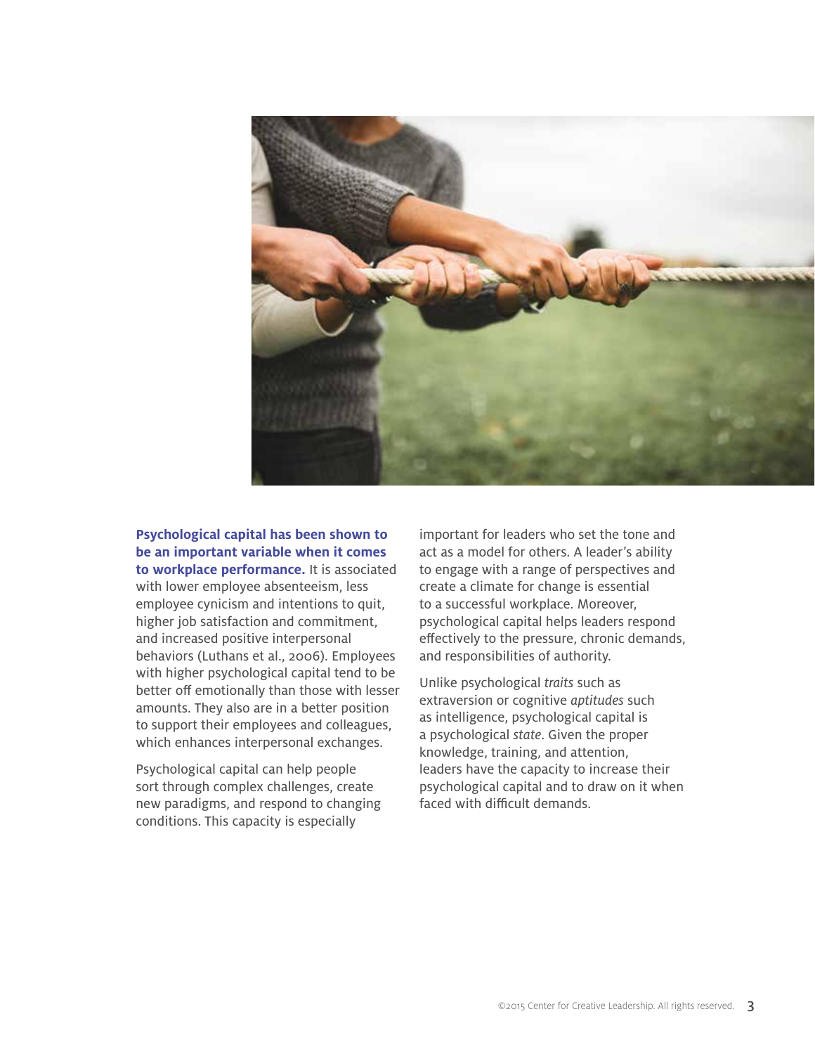**Psychological capital has been shown to be an important variable when it comes to workplace performance.** It is associated with lower employee absenteeism, less employee cynicism and intentions to quit, higher job satisfaction and commitment, and increased positive interpersonal behaviors (Luthans et al., 2006). Employees with higher psychological capital tend to be better off emotionally than those with lesser amounts. They also are in a better position to support their employees and colleagues, which enhances interpersonal exchanges.

Psychological capital can help people sort through complex challenges, create new paradigms, and respond to changing conditions. This capacity is especially important for leaders who set the tone and act as a model for others. A leader's ability to engage with a range of perspectives and create a climate for change is essential to a successful workplace. Moreover, psychological capital helps leaders respond effectively to the pressure, chronic demands, and responsibilities of authority.

Unlike psychological *traits* such as extraversion or cognitive *aptitudes* such as intelligence, psychological capital is a psychological *state*. Given the proper knowledge, training, and attention, leaders have the capacity to increase their psychological capital and to draw on it when faced with difficult demands.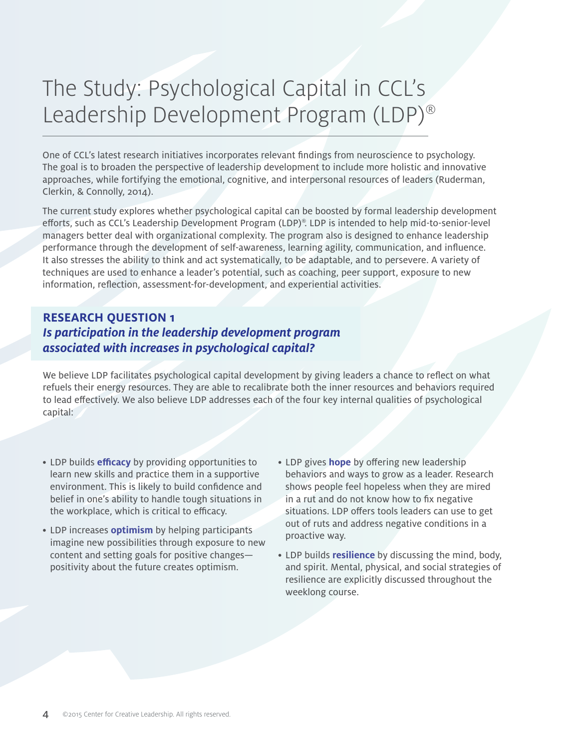# The Study: Psychological Capital in CCL's Leadership Development Program (LDP)®

One of CCL's latest research initiatives incorporates relevant findings from neuroscience to psychology. The goal is to broaden the perspective of leadership development to include more holistic and innovative approaches, while fortifying the emotional, cognitive, and interpersonal resources of leaders (Ruderman, Clerkin, & Connolly, 2014).

The current study explores whether psychological capital can be boosted by formal leadership development efforts, such as CCL's Leadership Development Program (LDP)®. LDP is intended to help mid-to-senior-level managers better deal with organizational complexity. The program also is designed to enhance leadership performance through the development of self-awareness, learning agility, communication, and influence. It also stresses the ability to think and act systematically, to be adaptable, and to persevere. A variety of techniques are used to enhance a leader's potential, such as coaching, peer support, exposure to new information, reflection, assessment-for-development, and experiential activities.

## RESEARCH QUESTION 1

***Is participation in the leadership development program associated with increases in psychological capital?***

We believe LDP facilitates psychological capital development by giving leaders a chance to reflect on what refuels their energy resources. They are able to recalibrate both the inner resources and behaviors required to lead effectively. We also believe LDP addresses each of the four key internal qualities of psychological capital:

- LDP builds **efficacy** by providing opportunities to learn new skills and practice them in a supportive environment. This is likely to build confidence and belief in one's ability to handle tough situations in the workplace, which is critical to efficacy.
- LDP increases **optimism** by helping participants imagine new possibilities through exposure to new content and setting goals for positive changes—positivity about the future creates optimism.
- LDP gives **hope** by offering new leadership behaviors and ways to grow as a leader. Research shows people feel hopeless when they are mired in a rut and do not know how to fix negative situations. LDP offers tools leaders can use to get out of ruts and address negative conditions in a proactive way.
- LDP builds **resilience** by discussing the mind, body, and spirit. Mental, physical, and social strategies of resilience are explicitly discussed throughout the weeklong course.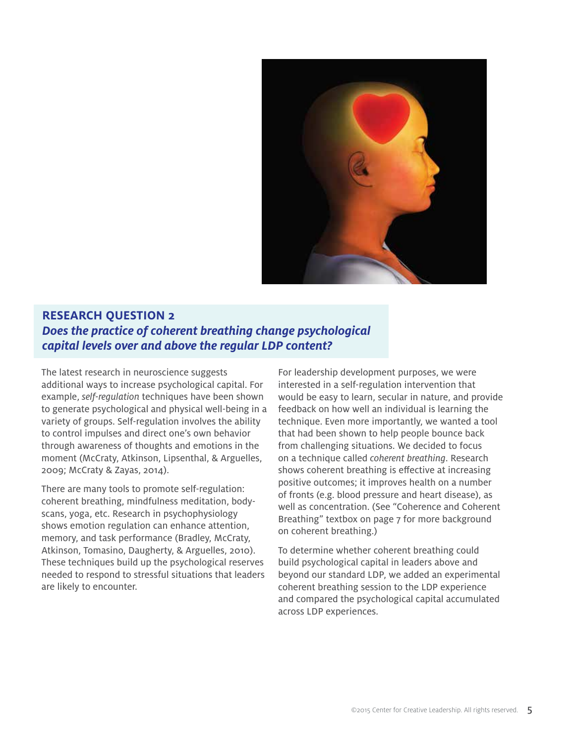## RESEARCH QUESTION 2

***Does the practice of coherent breathing change psychological capital levels over and above the regular LDP content?***

The latest research in neuroscience suggests additional ways to increase psychological capital. For example, *self-regulation* techniques have been shown to generate psychological and physical well-being in a variety of groups. Self-regulation involves the ability to control impulses and direct one's own behavior through awareness of thoughts and emotions in the moment (McCraty, Atkinson, Lipsenthal, & Arguelles, 2009; McCraty & Zayas, 2014).

There are many tools to promote self-regulation: coherent breathing, mindfulness meditation, body-scans, yoga, etc. Research in psychophysiology shows emotion regulation can enhance attention, memory, and task performance (Bradley, McCraty, Atkinson, Tomasino, Daugherty, & Arguelles, 2010). These techniques build up the psychological reserves needed to respond to stressful situations that leaders are likely to encounter.

For leadership development purposes, we were interested in a self-regulation intervention that would be easy to learn, secular in nature, and provide feedback on how well an individual is learning the technique. Even more importantly, we wanted a tool that had been shown to help people bounce back from challenging situations. We decided to focus on a technique called *coherent breathing*. Research shows coherent breathing is effective at increasing positive outcomes; it improves health on a number of fronts (e.g. blood pressure and heart disease), as well as concentration. (See "Coherence and Coherent Breathing" textbox on page 7 for more background on coherent breathing.)

To determine whether coherent breathing could build psychological capital in leaders above and beyond our standard LDP, we added an experimental coherent breathing session to the LDP experience and compared the psychological capital accumulated across LDP experiences.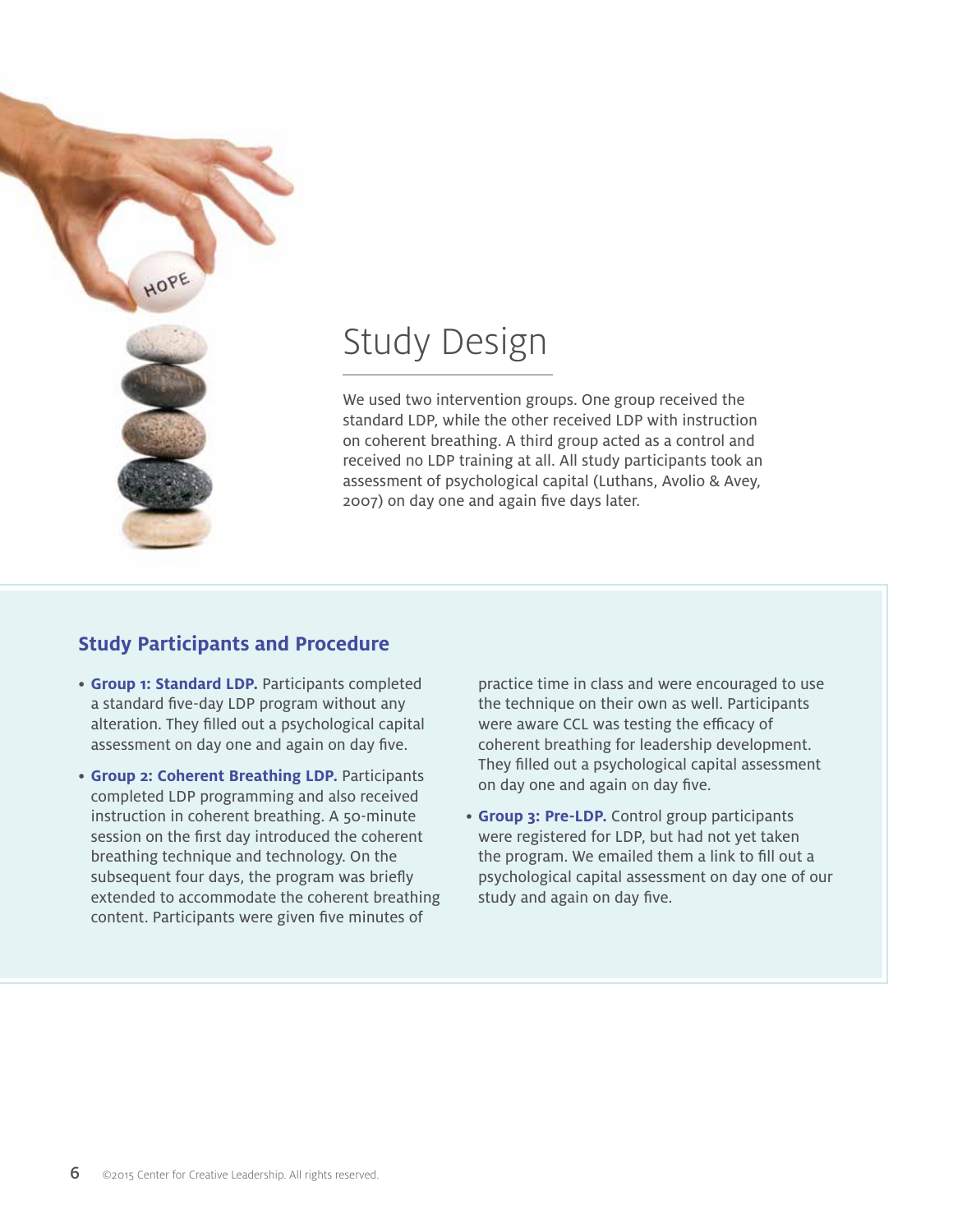# Study Design

We used two intervention groups. One group received the standard LDP, while the other received LDP with instruction on coherent breathing. A third group acted as a control and received no LDP training at all. All study participants took an assessment of psychological capital (Luthans, Avolio & Avey, 2007) on day one and again five days later.

## Study Participants and Procedure

- **Group 1: Standard LDP.** Participants completed a standard five-day LDP program without any alteration. They filled out a psychological capital assessment on day one and again on day five.
- **Group 2: Coherent Breathing LDP.** Participants completed LDP programming and also received instruction in coherent breathing. A 50-minute session on the first day introduced the coherent breathing technique and technology. On the subsequent four days, the program was briefly extended to accommodate the coherent breathing content. Participants were given five minutes of practice time in class and were encouraged to use the technique on their own as well. Participants were aware CCL was testing the efficacy of coherent breathing for leadership development. They filled out a psychological capital assessment on day one and again on day five.
- **Group 3: Pre-LDP.** Control group participants were registered for LDP, but had not yet taken the program. We emailed them a link to fill out a psychological capital assessment on day one of our study and again on day five.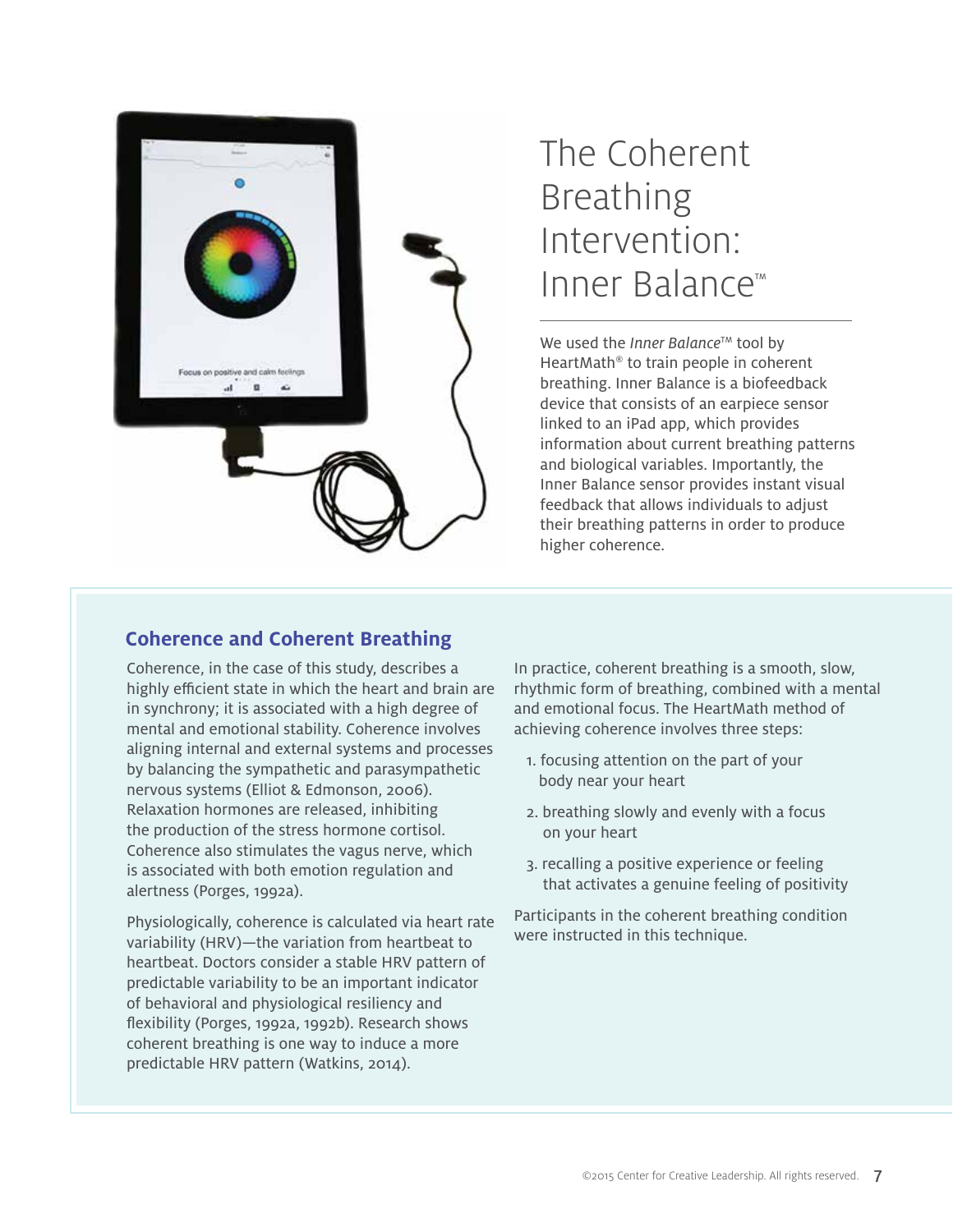# The Coherent Breathing Intervention: Inner Balance™

We used the *Inner Balance*™ tool by HeartMath® to train people in coherent breathing. Inner Balance is a biofeedback device that consists of an earpiece sensor linked to an iPad app, which provides information about current breathing patterns and biological variables. Importantly, the Inner Balance sensor provides instant visual feedback that allows individuals to adjust their breathing patterns in order to produce higher coherence.

## Coherence and Coherent Breathing

Coherence, in the case of this study, describes a highly efficient state in which the heart and brain are in synchrony; it is associated with a high degree of mental and emotional stability. Coherence involves aligning internal and external systems and processes by balancing the sympathetic and parasympathetic nervous systems (Elliot & Edmonson, 2006). Relaxation hormones are released, inhibiting the production of the stress hormone cortisol. Coherence also stimulates the vagus nerve, which is associated with both emotion regulation and alertness (Porges, 1992a).

Physiologically, coherence is calculated via heart rate variability (HRV)—the variation from heartbeat to heartbeat. Doctors consider a stable HRV pattern of predictable variability to be an important indicator of behavioral and physiological resiliency and flexibility (Porges, 1992a, 1992b). Research shows coherent breathing is one way to induce a more predictable HRV pattern (Watkins, 2014).

In practice, coherent breathing is a smooth, slow, rhythmic form of breathing, combined with a mental and emotional focus. The HeartMath method of achieving coherence involves three steps:

1. focusing attention on the part of your body near your heart
2. breathing slowly and evenly with a focus on your heart
3. recalling a positive experience or feeling that activates a genuine feeling of positivity

Participants in the coherent breathing condition were instructed in this technique.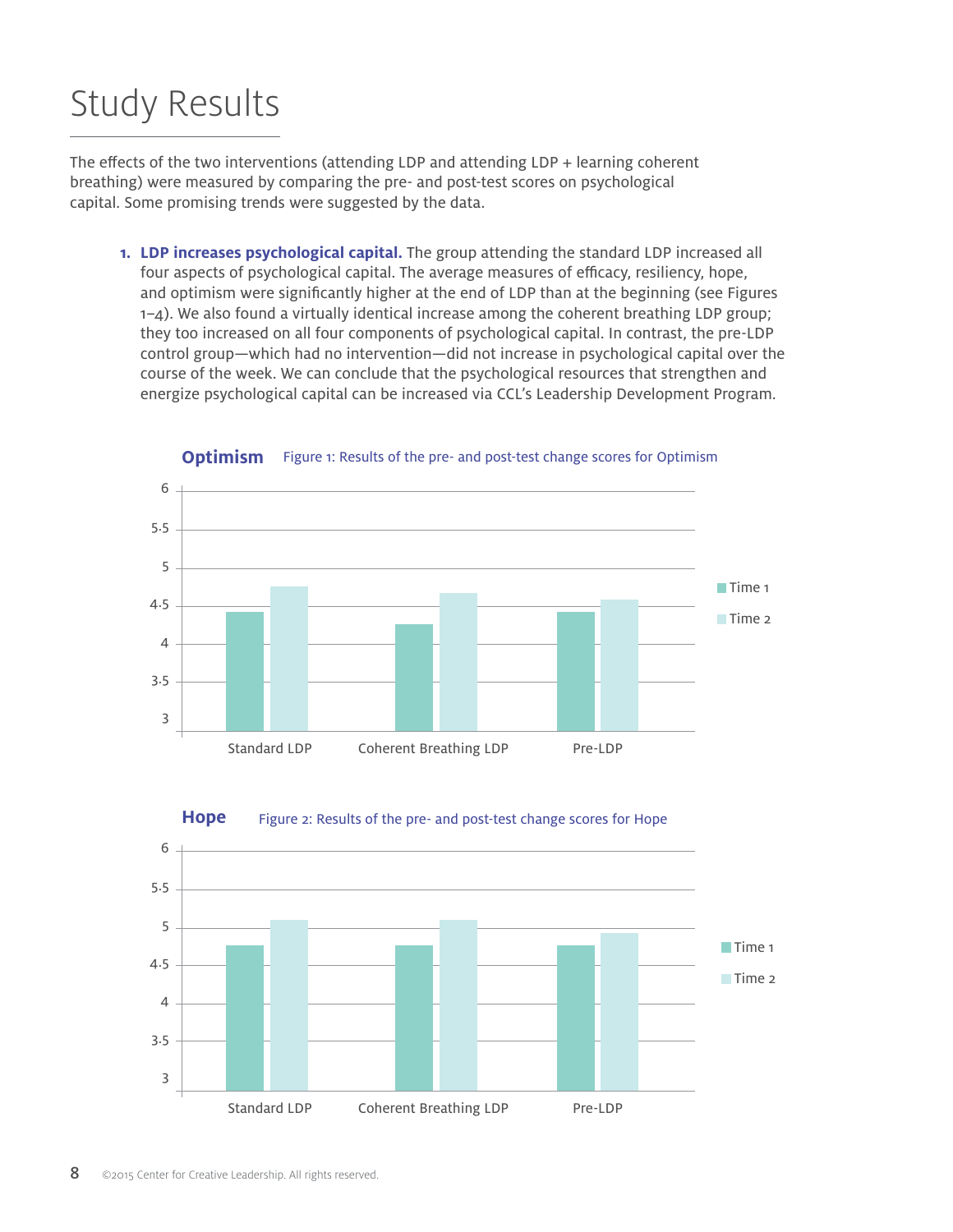# Study Results

The effects of the two interventions (attending LDP and attending LDP + learning coherent breathing) were measured by comparing the pre- and post-test scores on psychological capital. Some promising trends were suggested by the data.

1. **LDP increases psychological capital.** The group attending the standard LDP increased all four aspects of psychological capital. The average measures of efficacy, resiliency, hope, and optimism were significantly higher at the end of LDP than at the beginning (see Figures 1–4). We also found a virtually identical increase among the coherent breathing LDP group; they too increased on all four components of psychological capital. In contrast, the pre-LDP control group—which had no intervention—did not increase in psychological capital over the course of the week. We can conclude that the psychological resources that strengthen and energize psychological capital can be increased via CCL's Leadership Development Program.

**Optimism**

Figure 1: Results of the pre- and post-test change scores for Optimism

6
5.5
5
4.5
4
3.5
3

Standard LDP
Coherent Breathing LDP
Pre-LDP

Time 1
Time 2

**Hope**

Figure 2: Results of the pre- and post-test change scores for Hope

6
5.5
5
4.5
4
3.5
3

Standard LDP
Coherent Breathing LDP
Pre-LDP

Time 1
Time 2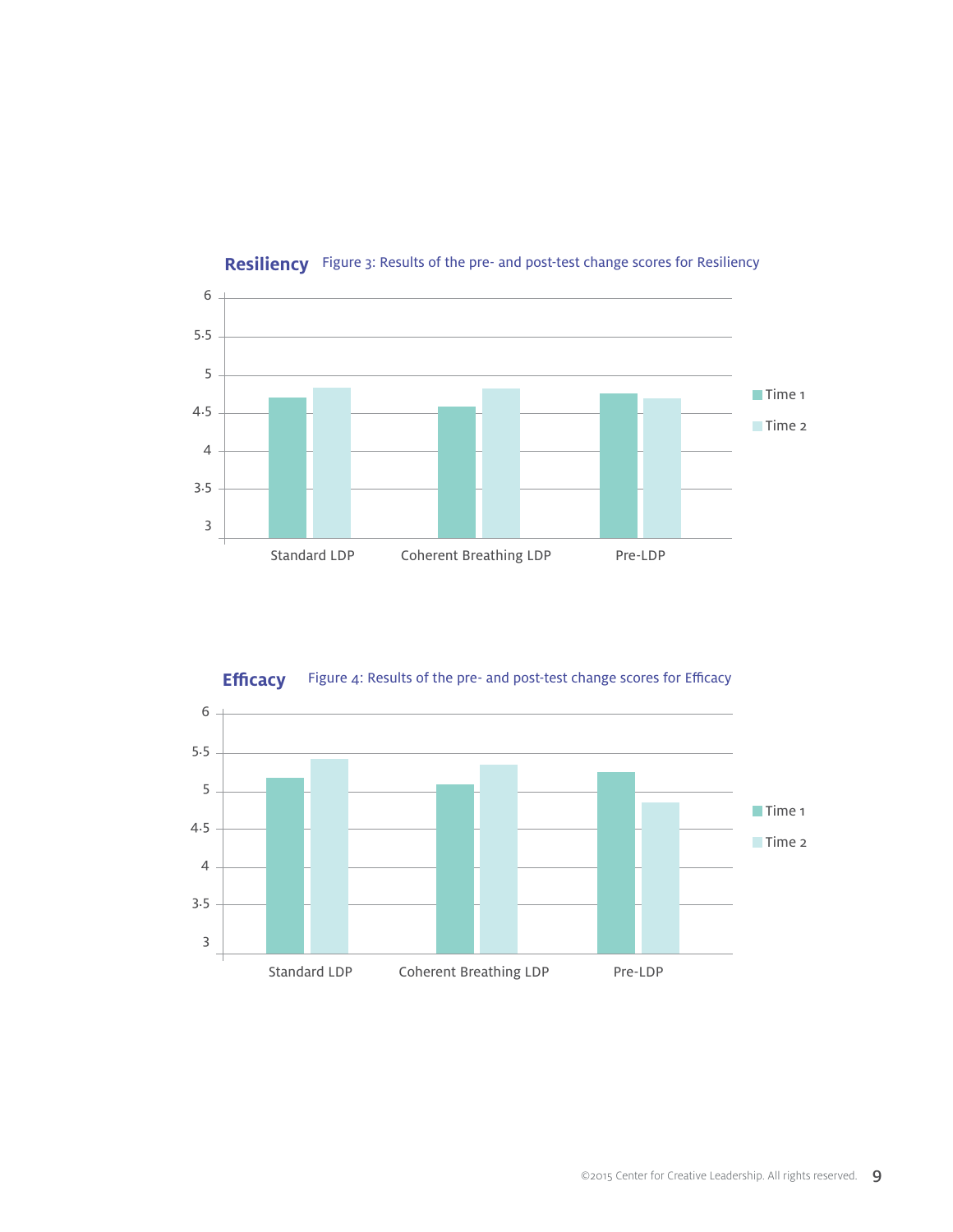## Resiliency

Figure 3: Results of the pre- and post-test change scores for Resiliency

6
5.5
5
4.5
4
3.5
3

Standard LDP
Coherent Breathing LDP
Pre-LDP

Time 1
Time 2

## Efficacy

Figure 4: Results of the pre- and post-test change scores for Efficacy

6
5.5
5
4.5
4
3.5
3

Standard LDP
Coherent Breathing LDP
Pre-LDP

Time 1
Time 2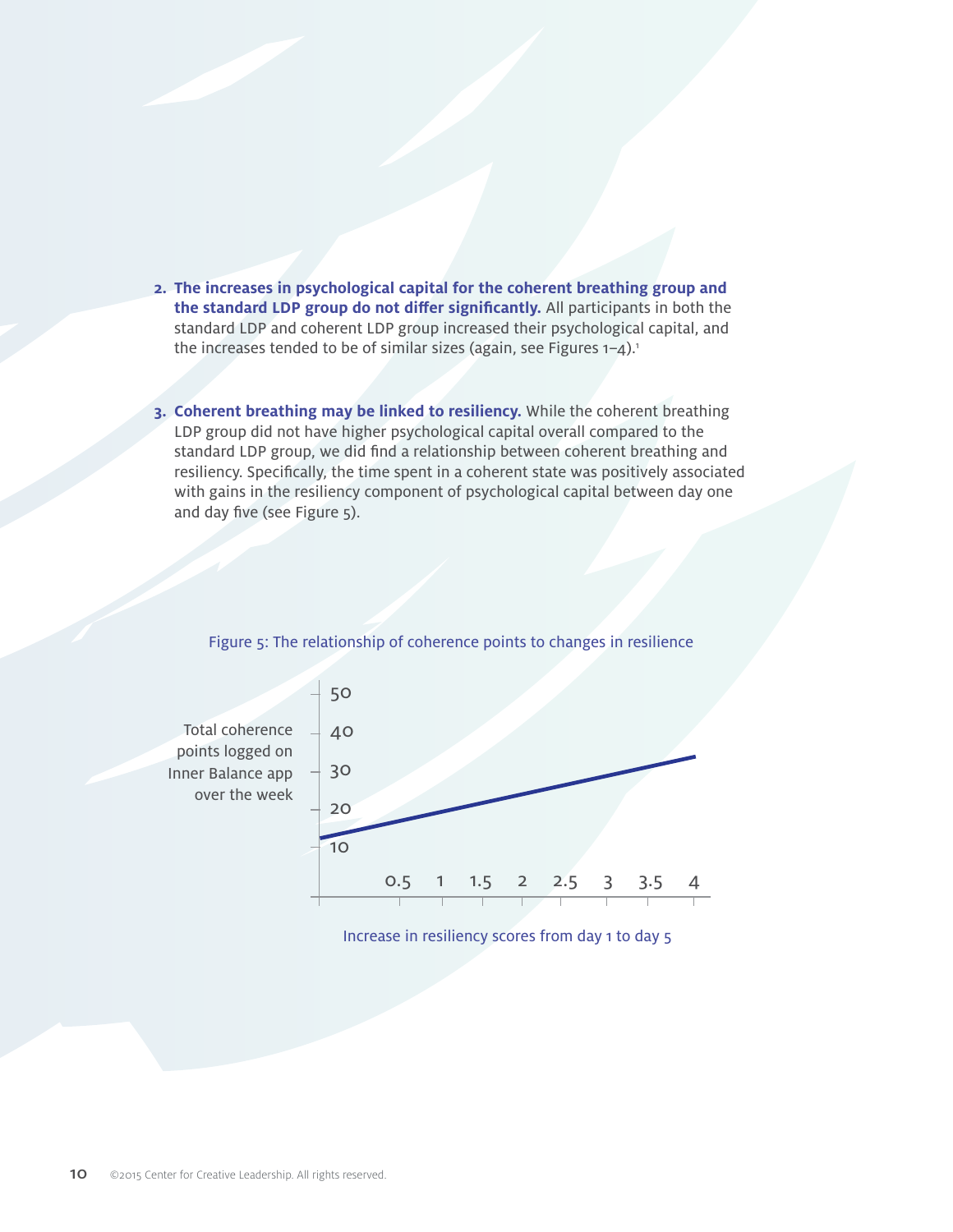2. **The increases in psychological capital for the coherent breathing group and the standard LDP group do not differ significantly.** All participants in both the standard LDP and coherent LDP group increased their psychological capital, and the increases tended to be of similar sizes (again, see Figures 1–4).[1]

3. **Coherent breathing may be linked to resiliency.** While the coherent breathing LDP group did not have higher psychological capital overall compared to the standard LDP group, we did find a relationship between coherent breathing and resiliency. Specifically, the time spent in a coherent state was positively associated with gains in the resiliency component of psychological capital between day one and day five (see Figure 5).

Figure 5: The relationship of coherence points to changes in resilience

Total coherence points logged on Inner Balance app over the week

50
40
30
20
10

0.5 1 1.5 2 2.5 3 3.5 4

Increase in resiliency scores from day 1 to day 5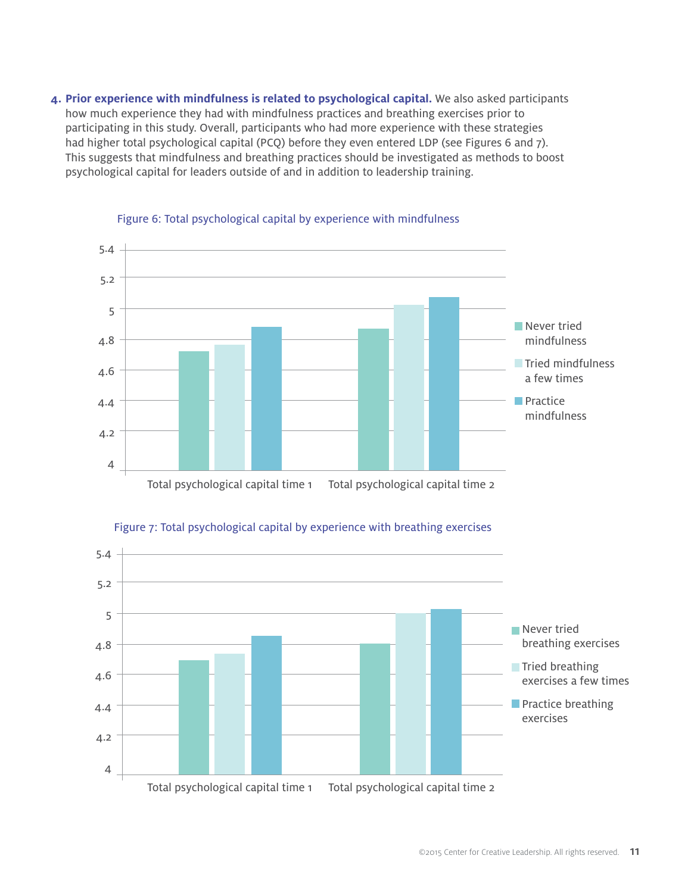4. **Prior experience with mindfulness is related to psychological capital.** We also asked participants how much experience they had with mindfulness practices and breathing exercises prior to participating in this study. Overall, participants who had more experience with these strategies had higher total psychological capital (PCQ) before they even entered LDP (see Figures 6 and 7). This suggests that mindfulness and breathing practices should be investigated as methods to boost psychological capital for leaders outside of and in addition to leadership training.

Figure 6: Total psychological capital by experience with mindfulness

5.4
5.2
5
4.8
4.6
4.4
4.2
4

Total psychological capital time 1
Total psychological capital time 2

Never tried mindfulness
Tried mindfulness a few times
Practice mindfulness

Figure 7: Total psychological capital by experience with breathing exercises

5.4
5.2
5
4.8
4.6
4.4
4.2
4

Total psychological capital time 1
Total psychological capital time 2

Never tried breathing exercises
Tried breathing exercises a few times
Practice breathing exercises

©2015 Center for Creative Leadership. All rights reserved.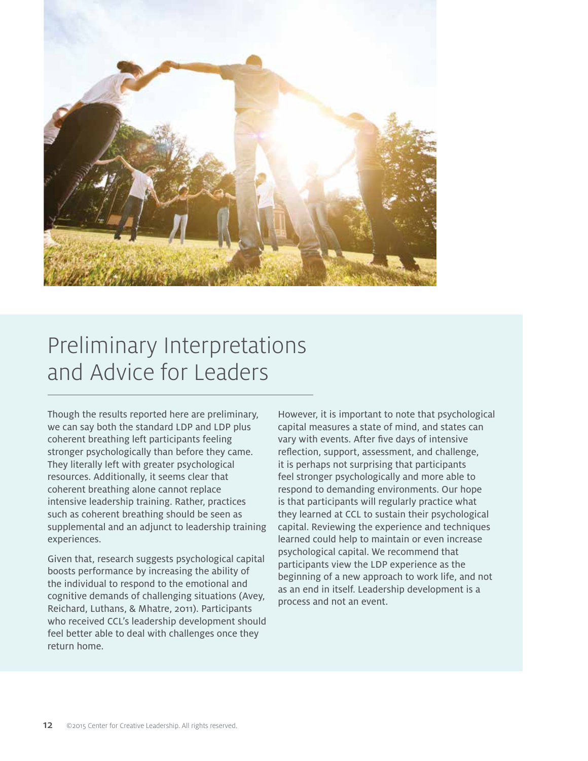# Preliminary Interpretations and Advice for Leaders

Though the results reported here are preliminary, we can say both the standard LDP and LDP plus coherent breathing left participants feeling stronger psychologically than before they came. They literally left with greater psychological resources. Additionally, it seems clear that coherent breathing alone cannot replace intensive leadership training. Rather, practices such as coherent breathing should be seen as supplemental and an adjunct to leadership training experiences.

Given that, research suggests psychological capital boosts performance by increasing the ability of the individual to respond to the emotional and cognitive demands of challenging situations (Avey, Reichard, Luthans, & Mhatre, 2011). Participants who received CCL's leadership development should feel better able to deal with challenges once they return home.

However, it is important to note that psychological capital measures a state of mind, and states can vary with events. After five days of intensive reflection, support, assessment, and challenge, it is perhaps not surprising that participants feel stronger psychologically and more able to respond to demanding environments. Our hope is that participants will regularly practice what they learned at CCL to sustain their psychological capital. Reviewing the experience and techniques learned could help to maintain or even increase psychological capital. We recommend that participants view the LDP experience as the beginning of a new approach to work life, and not as an end in itself. Leadership development is a process and not an event.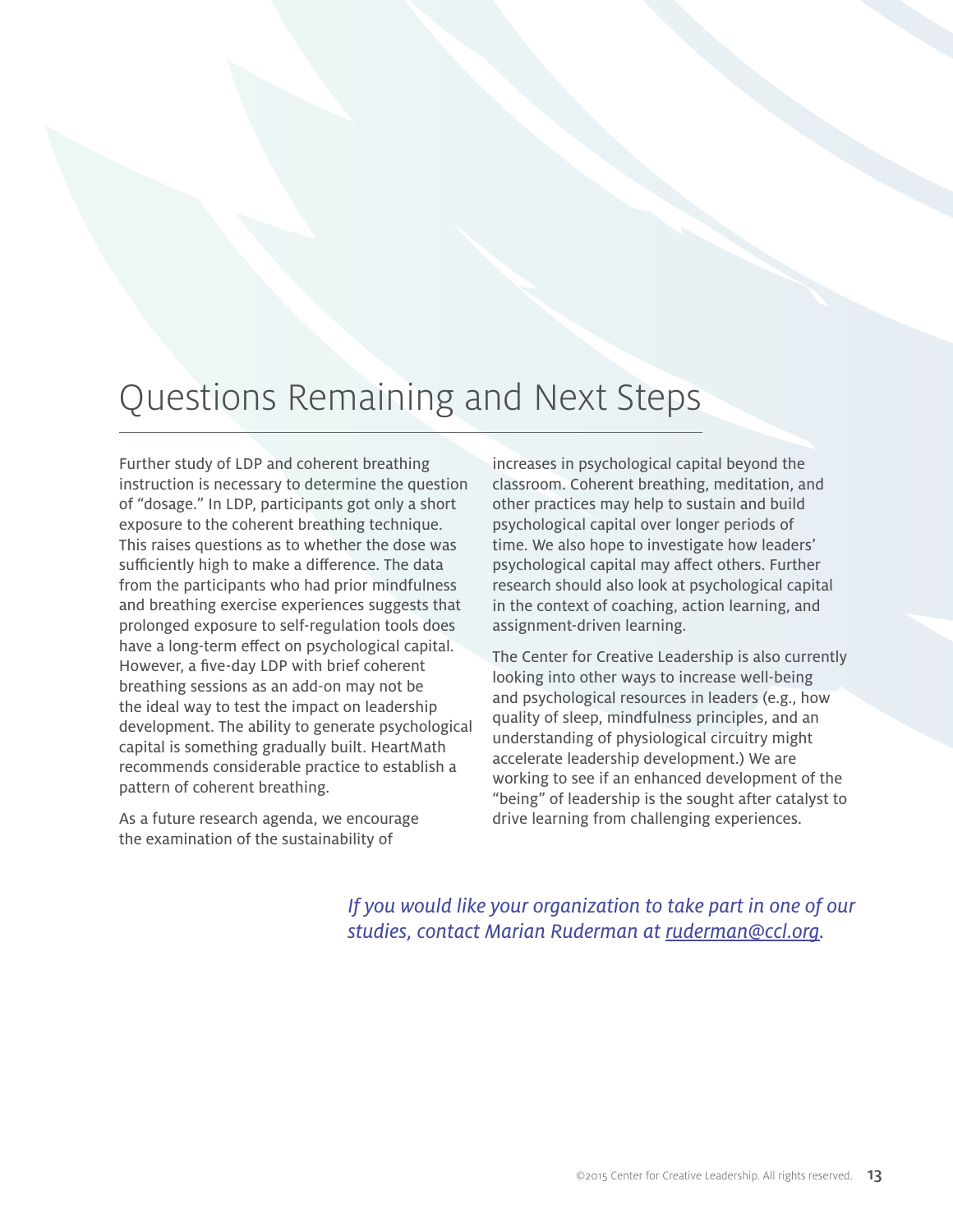# Questions Remaining and Next Steps

Further study of LDP and coherent breathing instruction is necessary to determine the question of "dosage." In LDP, participants got only a short exposure to the coherent breathing technique. This raises questions as to whether the dose was sufficiently high to make a difference. The data from the participants who had prior mindfulness and breathing exercise experiences suggests that prolonged exposure to self-regulation tools does have a long-term effect on psychological capital. However, a five-day LDP with brief coherent breathing sessions as an add-on may not be the ideal way to test the impact on leadership development. The ability to generate psychological capital is something gradually built. HeartMath recommends considerable practice to establish a pattern of coherent breathing.

As a future research agenda, we encourage the examination of the sustainability of increases in psychological capital beyond the classroom. Coherent breathing, meditation, and other practices may help to sustain and build psychological capital over longer periods of time. We also hope to investigate how leaders' psychological capital may affect others. Further research should also look at psychological capital in the context of coaching, action learning, and assignment-driven learning.

The Center for Creative Leadership is also currently looking into other ways to increase well-being and psychological resources in leaders (e.g., how quality of sleep, mindfulness principles, and an understanding of physiological circuitry might accelerate leadership development.) We are working to see if an enhanced development of the "being" of leadership is the sought after catalyst to drive learning from challenging experiences.

*If you would like your organization to take part in one of our studies, contact Marian Ruderman at [ruderman@ccl.org](mailto:ruderman@ccl.org).*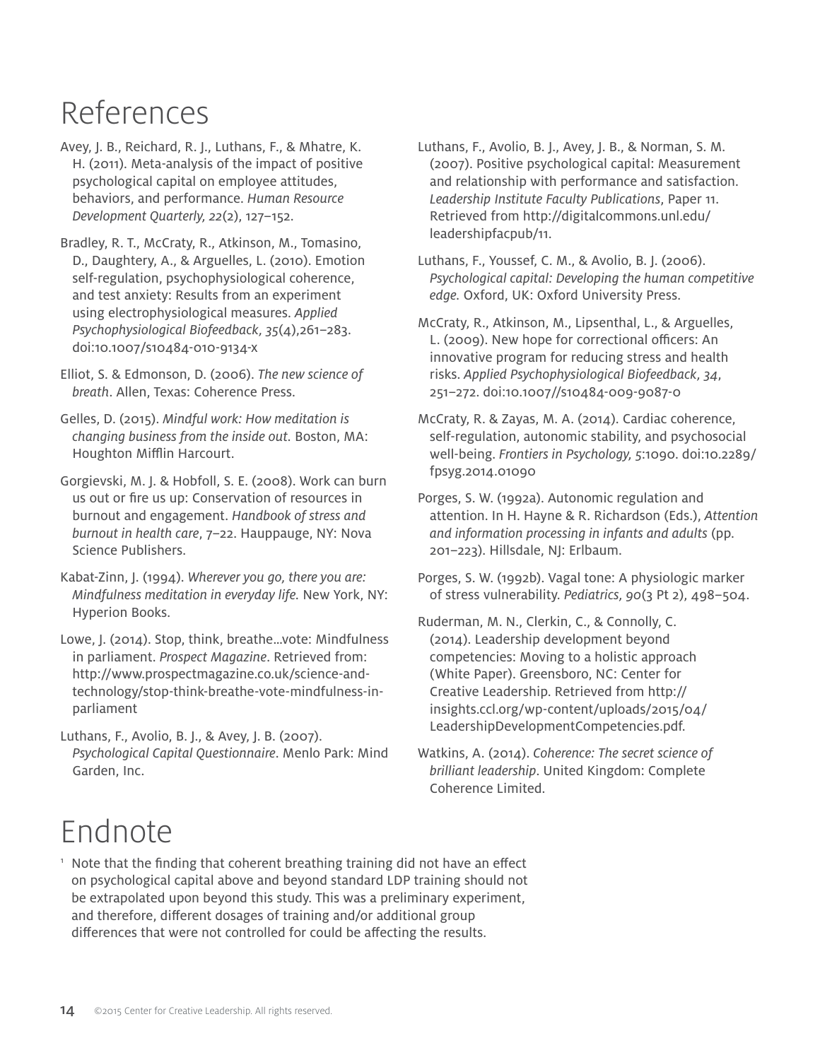# References

Avey, J. B., Reichard, R. J., Luthans, F., & Mhatre, K. H. (2011). Meta-analysis of the impact of positive psychological capital on employee attitudes, behaviors, and performance. *Human Resource Development Quarterly, 22*(2), 127–152.

Bradley, R. T., McCraty, R., Atkinson, M., Tomasino, D., Daughtery, A., & Arguelles, L. (2010). Emotion self-regulation, psychophysiological coherence, and test anxiety: Results from an experiment using electrophysiological measures. *Applied Psychophysiological Biofeedback, 35*(4),261–283. doi:10.1007/s10484-010-9134-x

Elliot, S. & Edmonson, D. (2006). *The new science of breath*. Allen, Texas: Coherence Press.

Gelles, D. (2015). *Mindful work: How meditation is changing business from the inside out.* Boston, MA: Houghton Mifflin Harcourt.

Gorgievski, M. J. & Hobfoll, S. E. (2008). Work can burn us out or fire us up: Conservation of resources in burnout and engagement. *Handbook of stress and burnout in health care*, 7–22. Hauppauge, NY: Nova Science Publishers.

Kabat-Zinn, J. (1994). *Wherever you go, there you are: Mindfulness meditation in everyday life.* New York, NY: Hyperion Books.

Lowe, J. (2014). Stop, think, breathe…vote: Mindfulness in parliament. *Prospect Magazine*. Retrieved from: http://www.prospectmagazine.co.uk/science-and-technology/stop-think-breathe-vote-mindfulness-in-parliament

Luthans, F., Avolio, B. J., & Avey, J. B. (2007). *Psychological Capital Questionnaire*. Menlo Park: Mind Garden, Inc.

Luthans, F., Avolio, B. J., Avey, J. B., & Norman, S. M. (2007). Positive psychological capital: Measurement and relationship with performance and satisfaction. *Leadership Institute Faculty Publications*, Paper 11. Retrieved from http://digitalcommons.unl.edu/leadershipfacpub/11.

Luthans, F., Youssef, C. M., & Avolio, B. J. (2006). *Psychological capital: Developing the human competitive edge.* Oxford, UK: Oxford University Press.

McCraty, R., Atkinson, M., Lipsenthal, L., & Arguelles, L. (2009). New hope for correctional officers: An innovative program for reducing stress and health risks. *Applied Psychophysiological Biofeedback*, *34*, 251–272. doi:10.1007//s10484-009-9087-0

McCraty, R. & Zayas, M. A. (2014). Cardiac coherence, self-regulation, autonomic stability, and psychosocial well-being. *Frontiers in Psychology, 5*:1090. doi:10.2289/fpsyg.2014.01090

Porges, S. W. (1992a). Autonomic regulation and attention. In H. Hayne & R. Richardson (Eds.), *Attention and information processing in infants and adults* (pp. 201–223). Hillsdale, NJ: Erlbaum.

Porges, S. W. (1992b). Vagal tone: A physiologic marker of stress vulnerability. *Pediatrics, 90*(3 Pt 2), 498–504.

Ruderman, M. N., Clerkin, C., & Connolly, C. (2014). Leadership development beyond competencies: Moving to a holistic approach (White Paper). Greensboro, NC: Center for Creative Leadership. Retrieved from http://insights.ccl.org/wp-content/uploads/2015/04/LeadershipDevelopmentCompetencies.pdf.

Watkins, A. (2014). *Coherence: The secret science of brilliant leadership*. United Kingdom: Complete Coherence Limited.

# Endnote

[1] Note that the finding that coherent breathing training did not have an effect on psychological capital above and beyond standard LDP training should not be extrapolated upon beyond this study. This was a preliminary experiment, and therefore, different dosages of training and/or additional group differences that were not controlled for could be affecting the results.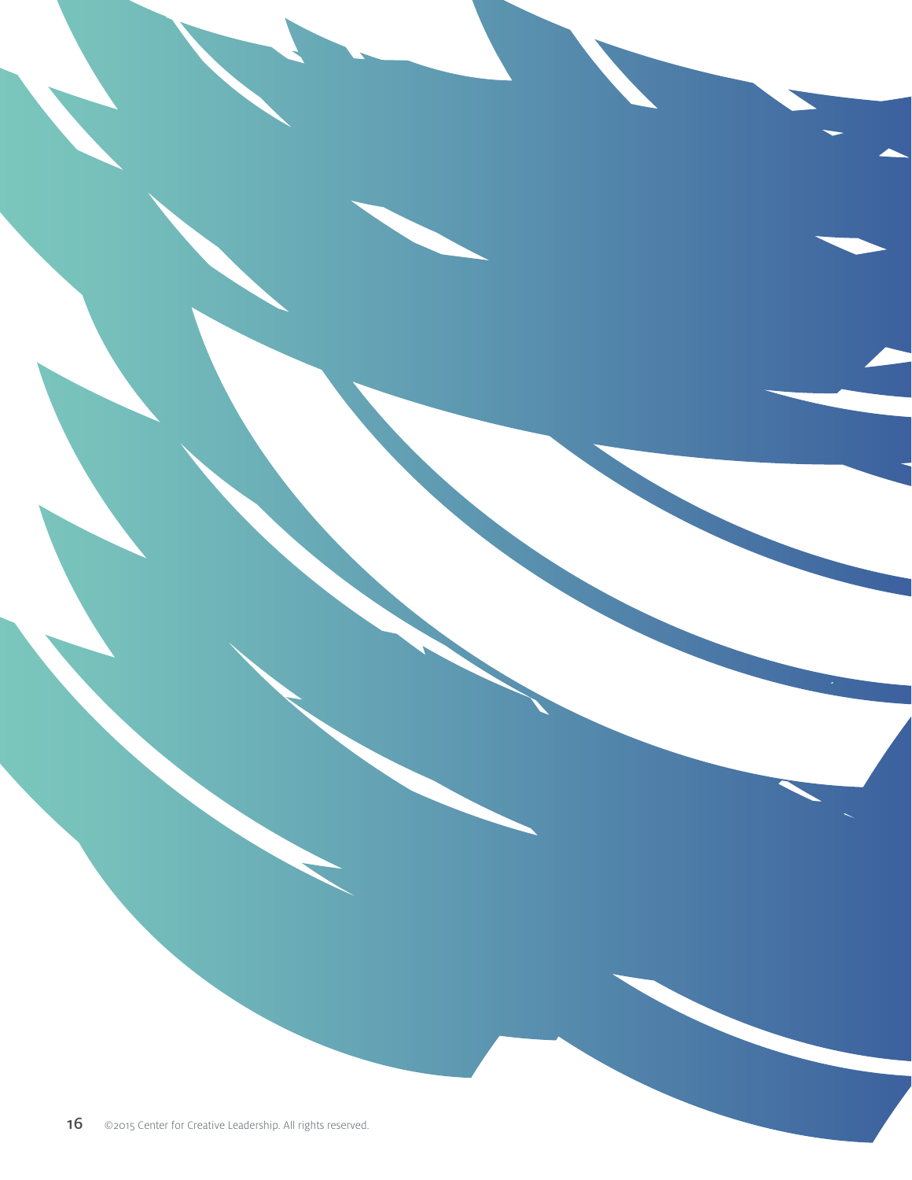©2015 Center for Creative Leadership. All rights reserved.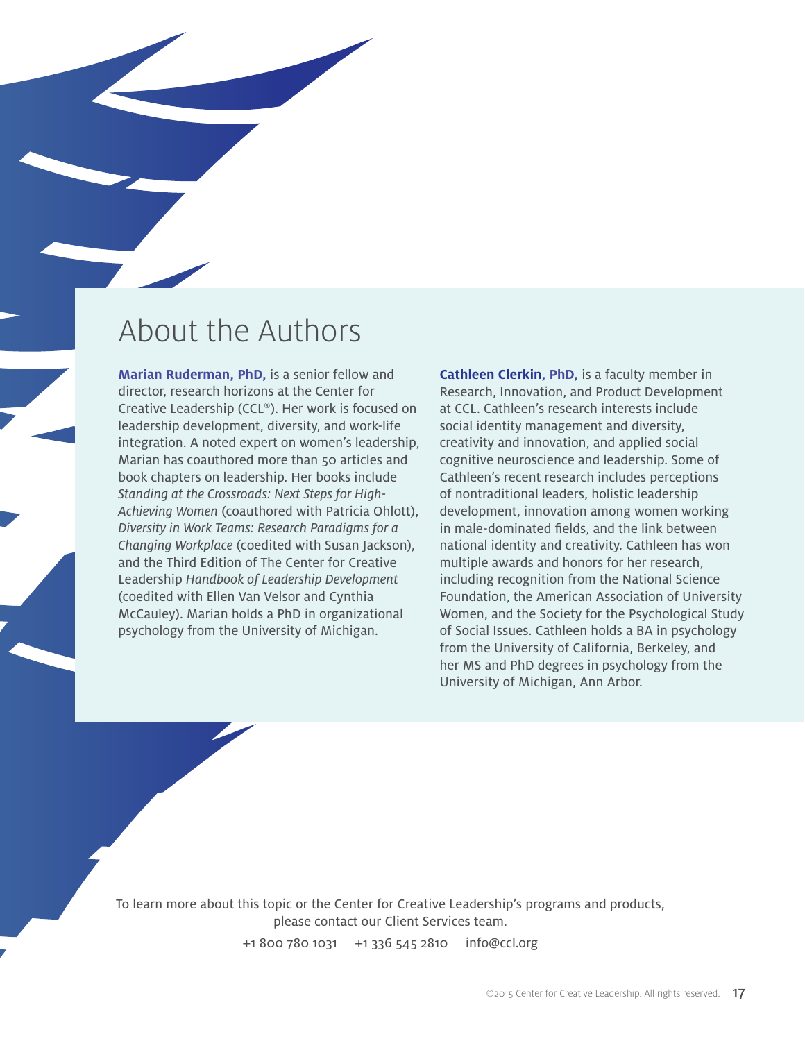# About the Authors

**Marian Ruderman, PhD,** is a senior fellow and director, research horizons at the Center for Creative Leadership (CCL®). Her work is focused on leadership development, diversity, and work-life integration. A noted expert on women's leadership, Marian has coauthored more than 50 articles and book chapters on leadership. Her books include *Standing at the Crossroads: Next Steps for High-Achieving Women* (coauthored with Patricia Ohlott), *Diversity in Work Teams: Research Paradigms for a Changing Workplace* (coedited with Susan Jackson), and the Third Edition of The Center for Creative Leadership *Handbook of Leadership Development* (coedited with Ellen Van Velsor and Cynthia McCauley). Marian holds a PhD in organizational psychology from the University of Michigan.

**Cathleen Clerkin, PhD,** is a faculty member in Research, Innovation, and Product Development at CCL. Cathleen's research interests include social identity management and diversity, creativity and innovation, and applied social cognitive neuroscience and leadership. Some of Cathleen's recent research includes perceptions of nontraditional leaders, holistic leadership development, innovation among women working in male-dominated fields, and the link between national identity and creativity. Cathleen has won multiple awards and honors for her research, including recognition from the National Science Foundation, the American Association of University Women, and the Society for the Psychological Study of Social Issues. Cathleen holds a BA in psychology from the University of California, Berkeley, and her MS and PhD degrees in psychology from the University of Michigan, Ann Arbor.

To learn more about this topic or the Center for Creative Leadership's programs and products, please contact our Client Services team.

+1 800 780 1031 +1 336 545 2810 info@ccl.org

©2015 Center for Creative Leadership. All rights reserved.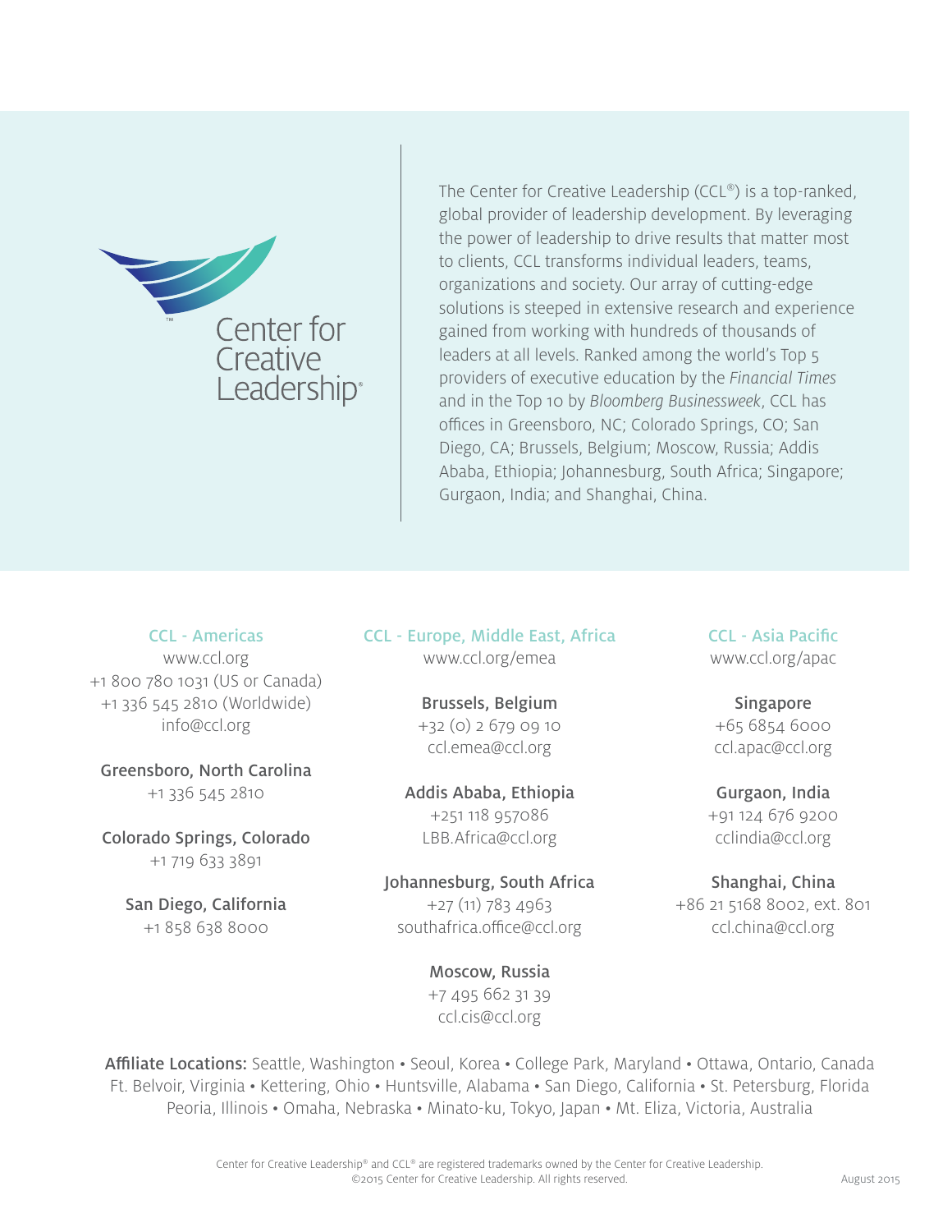Center for Creative Leadership®

The Center for Creative Leadership (CCL®) is a top-ranked, global provider of leadership development. By leveraging the power of leadership to drive results that matter most to clients, CCL transforms individual leaders, teams, organizations and society. Our array of cutting-edge solutions is steeped in extensive research and experience gained from working with hundreds of thousands of leaders at all levels. Ranked among the world's Top 5 providers of executive education by the *Financial Times* and in the Top 10 by *Bloomberg Businessweek*, CCL has offices in Greensboro, NC; Colorado Springs, CO; San Diego, CA; Brussels, Belgium; Moscow, Russia; Addis Ababa, Ethiopia; Johannesburg, South Africa; Singapore; Gurgaon, India; and Shanghai, China.

### CCL - Americas

www.ccl.org
+1 800 780 1031 (US or Canada)
+1 336 545 2810 (Worldwide)
info@ccl.org

**Greensboro, North Carolina**
+1 336 545 2810

**Colorado Springs, Colorado**
+1 719 633 3891

**San Diego, California**
+1 858 638 8000

### CCL - Europe, Middle East, Africa

www.ccl.org/emea

**Brussels, Belgium**
+32 (0) 2 679 09 10
ccl.emea@ccl.org

**Addis Ababa, Ethiopia**
+251 118 957086
LBB.Africa@ccl.org

**Johannesburg, South Africa**
+27 (11) 783 4963
southafrica.office@ccl.org

**Moscow, Russia**
+7 495 662 31 39
ccl.cis@ccl.org

### CCL - Asia Pacific

www.ccl.org/apac

**Singapore**
+65 6854 6000
ccl.apac@ccl.org

**Gurgaon, India**
+91 124 676 9200
cclindia@ccl.org

**Shanghai, China**
+86 21 5168 8002, ext. 801
ccl.china@ccl.org

**Affiliate Locations:** Seattle, Washington • Seoul, Korea • College Park, Maryland • Ottawa, Ontario, Canada Ft. Belvoir, Virginia • Kettering, Ohio • Huntsville, Alabama • San Diego, California • St. Petersburg, Florida Peoria, Illinois • Omaha, Nebraska • Minato-ku, Tokyo, Japan • Mt. Eliza, Victoria, Australia

Center for Creative Leadership® and CCL® are registered trademarks owned by the Center for Creative Leadership.
©2015 Center for Creative Leadership. All rights reserved.

August 2015